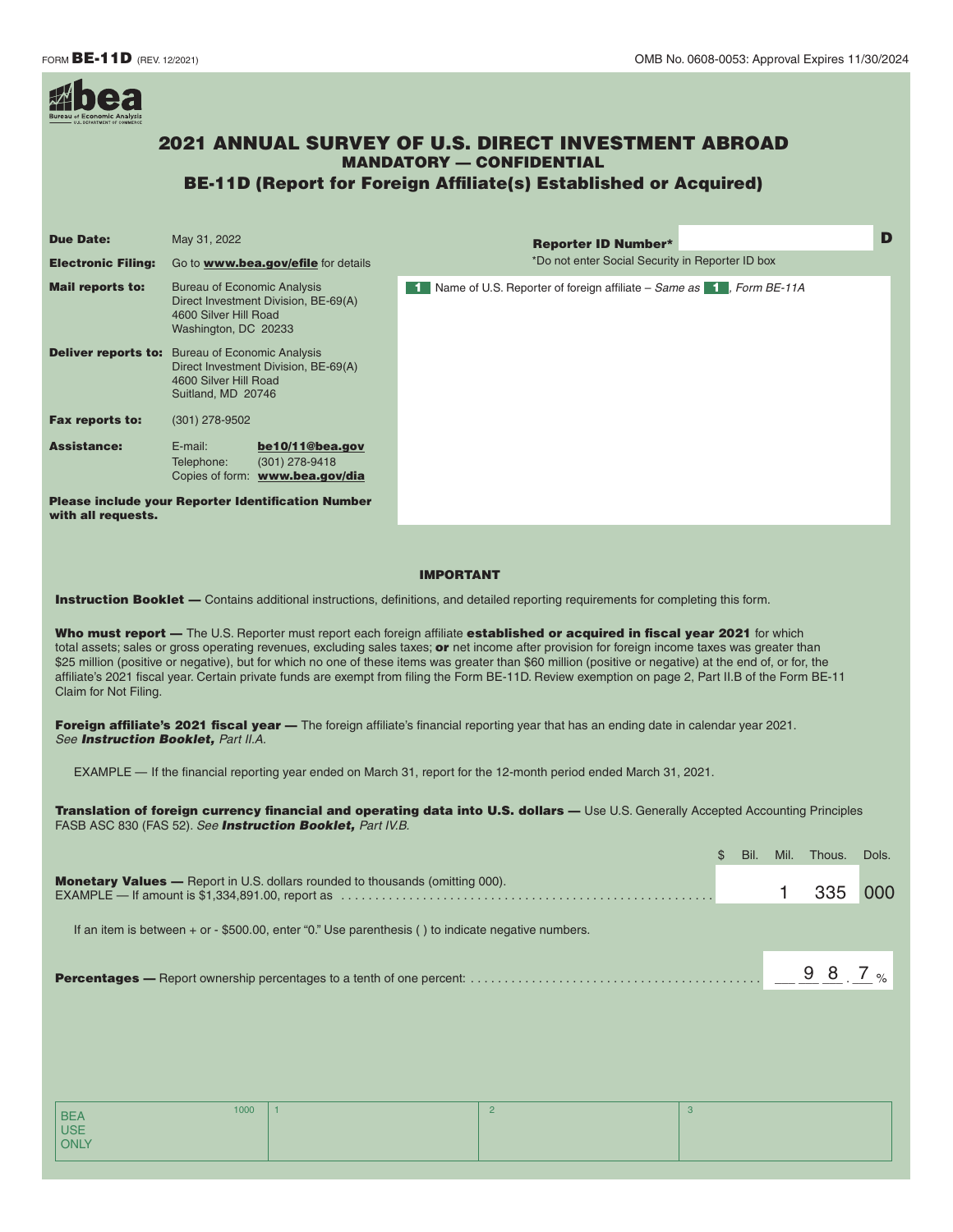FORM **BE-11D** (REV. 12/2021)

OMB No. 0608-0053: Approval Expires 11/30/2024

# 2021 ANNUAL SURVEY OF U.S. DIRECT INVESTMENT ABROAD

## MANDATORY — CONFIDENTIAL

## BE-11D (Report for Foreign Affiliate(s) Established or Acquired)

**Due Date:** May 31, 2022

**Electronic Filing:** Go to **www.bea.gov/efile** for details

**Mail reports to:** Bureau of Economic Analysis
Direct Investment Division, BE-69(A)
4600 Silver Hill Road
Washington, DC 20233

**Deliver reports to:** Bureau of Economic Analysis
Direct Investment Division, BE-69(A)
4600 Silver Hill Road
Suitland, MD 20746

**Fax reports to:** (301) 278-9502

**Assistance:**
E-mail: **be10/11@bea.gov**
Telephone: (301) 278-9418
Copies of form: **www.bea.gov/dia**

**Please include your Reporter Identification Number with all requests.**

**Reporter ID Number*** D

*Do not enter Social Security in Reporter ID box

**1** Name of U.S. Reporter of foreign affiliate – *Same as* **1**, *Form BE-11A*

### IMPORTANT

**Instruction Booklet —** Contains additional instructions, definitions, and detailed reporting requirements for completing this form.

**Who must report —** The U.S. Reporter must report each foreign affiliate **established or acquired in fiscal year 2021** for which total assets; sales or gross operating revenues, excluding sales taxes; **or** net income after provision for foreign income taxes was greater than $25 million (positive or negative), but for which no one of these items was greater than $60 million (positive or negative) at the end of, or for, the affiliate's 2021 fiscal year. Certain private funds are exempt from filing the Form BE-11D. Review exemption on page 2, Part II.B of the Form BE-11 Claim for Not Filing.

**Foreign affiliate's 2021 fiscal year —** The foreign affiliate's financial reporting year that has an ending date in calendar year 2021. *See* ***Instruction Booklet,*** *Part II.A.*

EXAMPLE — If the financial reporting year ended on March 31, report for the 12-month period ended March 31, 2021.

**Translation of foreign currency financial and operating data into U.S. dollars —** Use U.S. Generally Accepted Accounting Principles FASB ASC 830 (FAS 52). *See* ***Instruction Booklet,*** *Part IV.B.*

**Monetary Values —** Report in U.S. dollars rounded to thousands (omitting 000).
EXAMPLE — If amount is $1,334,891.00, report as

| $ | Bil. | Mil. | Thous. | Dols. |
|---|---|---|---|---|
| | | 1 | 335 | 000 |

If an item is between + or - $500.00, enter "0." Use parenthesis ( ) to indicate negative numbers.

**Percentages —** Report ownership percentages to a tenth of one percent: 98.7 %

| BEA USE ONLY | 1000 | 1 | 2 | 3 |
|---|---|---|---|---|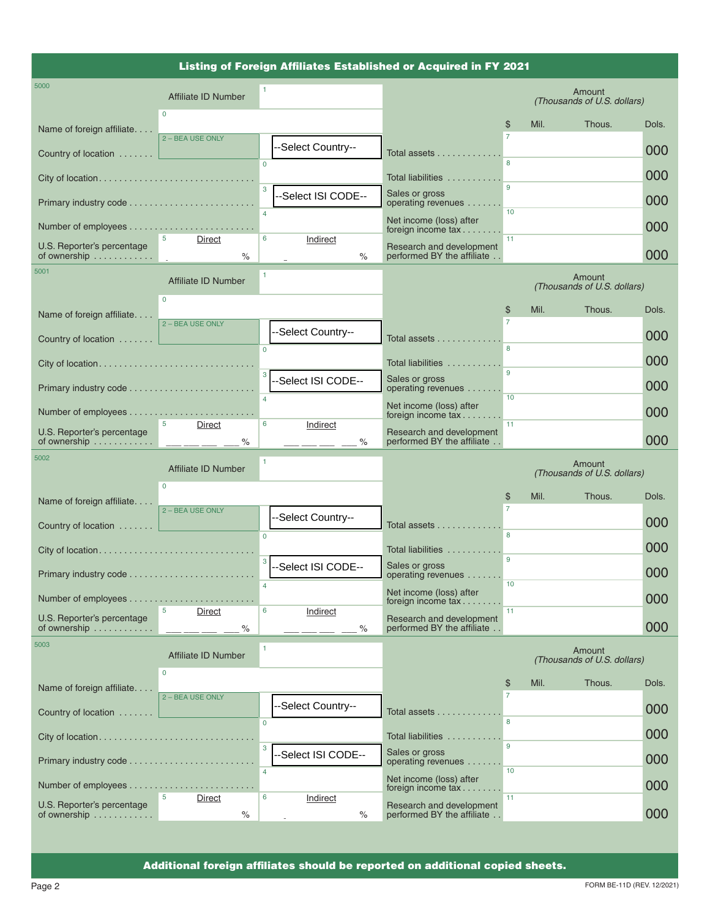## Listing of Foreign Affiliates Established or Acquired in FY 2021

5000

| | | | | |
|---|---|---|---|---|
| Affiliate ID Number | 1 | | Amount *(Thousands of U.S. dollars)* | |
| Name of foreign affiliate | 0 | | $ Mil. Thous. | Dols. |
| Country of location | 2 – BEA USE ONLY | --Select Country-- | Total assets 7 | 000 |
| City of location | 0 | | Total liabilities 8 | 000 |
| Primary industry code | 3 --Select ISI CODE-- | | Sales or gross operating revenues 9 | 000 |
| Number of employees | 4 | | Net income (loss) after foreign income tax 10 | 000 |
| U.S. Reporter's percentage of ownership | 5 Direct % | 6 Indirect % | Research and development performed BY the affiliate 11 | 000 |

5001

| | | | | |
|---|---|---|---|---|
| Affiliate ID Number | 1 | | Amount *(Thousands of U.S. dollars)* | |
| Name of foreign affiliate | 0 | | $ Mil. Thous. | Dols. |
| Country of location | 2 – BEA USE ONLY | --Select Country-- | Total assets 7 | 000 |
| City of location | 0 | | Total liabilities 8 | 000 |
| Primary industry code | 3 --Select ISI CODE-- | | Sales or gross operating revenues 9 | 000 |
| Number of employees | 4 | | Net income (loss) after foreign income tax 10 | 000 |
| U.S. Reporter's percentage of ownership | 5 Direct ___ ___ ___ . ___ % | 6 Indirect ___ ___ ___ . ___ % | Research and development performed BY the affiliate 11 | 000 |

5002

| | | | | |
|---|---|---|---|---|
| Affiliate ID Number | 1 | | Amount *(Thousands of U.S. dollars)* | |
| Name of foreign affiliate | 0 | | $ Mil. Thous. | Dols. |
| Country of location | 2 – BEA USE ONLY | --Select Country-- | Total assets 7 | 000 |
| City of location | 0 | | Total liabilities 8 | 000 |
| Primary industry code | 3 --Select ISI CODE-- | | Sales or gross operating revenues 9 | 000 |
| Number of employees | 4 | | Net income (loss) after foreign income tax 10 | 000 |
| U.S. Reporter's percentage of ownership | 5 Direct ___ ___ ___ . ___ % | 6 Indirect ___ ___ ___ . ___ % | Research and development performed BY the affiliate 11 | 000 |

5003

| | | | | |
|---|---|---|---|---|
| Affiliate ID Number | 1 | | Amount *(Thousands of U.S. dollars)* | |
| Name of foreign affiliate | 0 | | $ Mil. Thous. | Dols. |
| Country of location | 2 – BEA USE ONLY | --Select Country-- | Total assets 7 | 000 |
| City of location | 0 | | Total liabilities 8 | 000 |
| Primary industry code | 3 --Select ISI CODE-- | | Sales or gross operating revenues 9 | 000 |
| Number of employees | 4 | | Net income (loss) after foreign income tax 10 | 000 |
| U.S. Reporter's percentage of ownership | 5 Direct % | 6 Indirect % | Research and development performed BY the affiliate 11 | 000 |

**Additional foreign affiliates should be reported on additional copied sheets.**

FORM BE-11D (REV. 12/2021)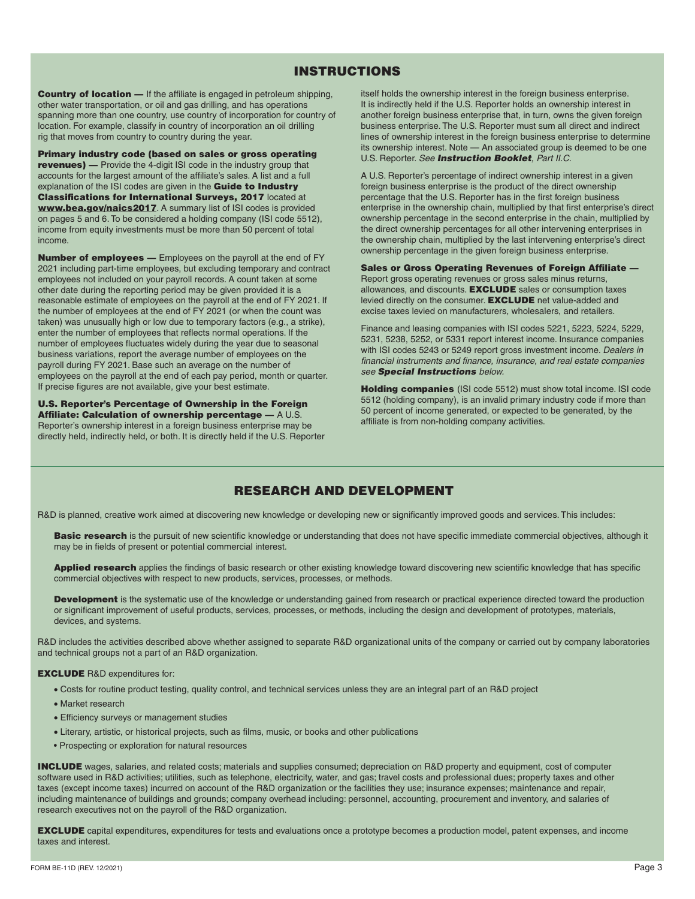## INSTRUCTIONS

**Country of location —** If the affiliate is engaged in petroleum shipping, other water transportation, or oil and gas drilling, and has operations spanning more than one country, use country of incorporation for country of location. For example, classify in country of incorporation an oil drilling rig that moves from country to country during the year.

**Primary industry code (based on sales or gross operating revenues) —** Provide the 4-digit ISI code in the industry group that accounts for the largest amount of the affiliate's sales. A list and a full explanation of the ISI codes are given in the **Guide to Industry Classifications for International Surveys, 2017** located at **www.bea.gov/naics2017**. A summary list of ISI codes is provided on pages 5 and 6. To be considered a holding company (ISI code 5512), income from equity investments must be more than 50 percent of total income.

**Number of employees —** Employees on the payroll at the end of FY 2021 including part-time employees, but excluding temporary and contract employees not included on your payroll records. A count taken at some other date during the reporting period may be given provided it is a reasonable estimate of employees on the payroll at the end of FY 2021. If the number of employees at the end of FY 2021 (or when the count was taken) was unusually high or low due to temporary factors (e.g., a strike), enter the number of employees that reflects normal operations. If the number of employees fluctuates widely during the year due to seasonal business variations, report the average number of employees on the payroll during FY 2021. Base such an average on the number of employees on the payroll at the end of each pay period, month or quarter. If precise figures are not available, give your best estimate.

**U.S. Reporter's Percentage of Ownership in the Foreign Affiliate: Calculation of ownership percentage —** A U.S. Reporter's ownership interest in a foreign business enterprise may be directly held, indirectly held, or both. It is directly held if the U.S. Reporter itself holds the ownership interest in the foreign business enterprise. It is indirectly held if the U.S. Reporter holds an ownership interest in another foreign business enterprise that, in turn, owns the given foreign business enterprise. The U.S. Reporter must sum all direct and indirect lines of ownership interest in the foreign business enterprise to determine its ownership interest. Note — An associated group is deemed to be one U.S. Reporter. *See* ***Instruction Booklet****, Part II.C.*

A U.S. Reporter's percentage of indirect ownership interest in a given foreign business enterprise is the product of the direct ownership percentage that the U.S. Reporter has in the first foreign business enterprise in the ownership chain, multiplied by that first enterprise's direct ownership percentage in the second enterprise in the chain, multiplied by the direct ownership percentages for all other intervening enterprises in the ownership chain, multiplied by the last intervening enterprise's direct ownership percentage in the given foreign business enterprise.

**Sales or Gross Operating Revenues of Foreign Affiliate —** Report gross operating revenues or gross sales minus returns, allowances, and discounts. **EXCLUDE** sales or consumption taxes levied directly on the consumer. **EXCLUDE** net value-added and excise taxes levied on manufacturers, wholesalers, and retailers.

Finance and leasing companies with ISI codes 5221, 5223, 5224, 5229, 5231, 5238, 5252, or 5331 report interest income. Insurance companies with ISI codes 5243 or 5249 report gross investment income. *Dealers in financial instruments and finance, insurance, and real estate companies see* ***Special Instructions*** *below.*

**Holding companies** (ISI code 5512) must show total income. ISI code 5512 (holding company), is an invalid primary industry code if more than 50 percent of income generated, or expected to be generated, by the affiliate is from non-holding company activities.

## RESEARCH AND DEVELOPMENT

R&D is planned, creative work aimed at discovering new knowledge or developing new or significantly improved goods and services. This includes:

**Basic research** is the pursuit of new scientific knowledge or understanding that does not have specific immediate commercial objectives, although it may be in fields of present or potential commercial interest.

**Applied research** applies the findings of basic research or other existing knowledge toward discovering new scientific knowledge that has specific commercial objectives with respect to new products, services, processes, or methods.

**Development** is the systematic use of the knowledge or understanding gained from research or practical experience directed toward the production or significant improvement of useful products, services, processes, or methods, including the design and development of prototypes, materials, devices, and systems.

R&D includes the activities described above whether assigned to separate R&D organizational units of the company or carried out by company laboratories and technical groups not a part of an R&D organization.

**EXCLUDE** R&D expenditures for:

- Costs for routine product testing, quality control, and technical services unless they are an integral part of an R&D project
- Market research
- Efficiency surveys or management studies
- Literary, artistic, or historical projects, such as films, music, or books and other publications
- Prospecting or exploration for natural resources

**INCLUDE** wages, salaries, and related costs; materials and supplies consumed; depreciation on R&D property and equipment, cost of computer software used in R&D activities; utilities, such as telephone, electricity, water, and gas; travel costs and professional dues; property taxes and other taxes (except income taxes) incurred on account of the R&D organization or the facilities they use; insurance expenses; maintenance and repair, including maintenance of buildings and grounds; company overhead including: personnel, accounting, procurement and inventory, and salaries of research executives not on the payroll of the R&D organization.

**EXCLUDE** capital expenditures, expenditures for tests and evaluations once a prototype becomes a production model, patent expenses, and income taxes and interest.

FORM BE-11D (REV. 12/2021)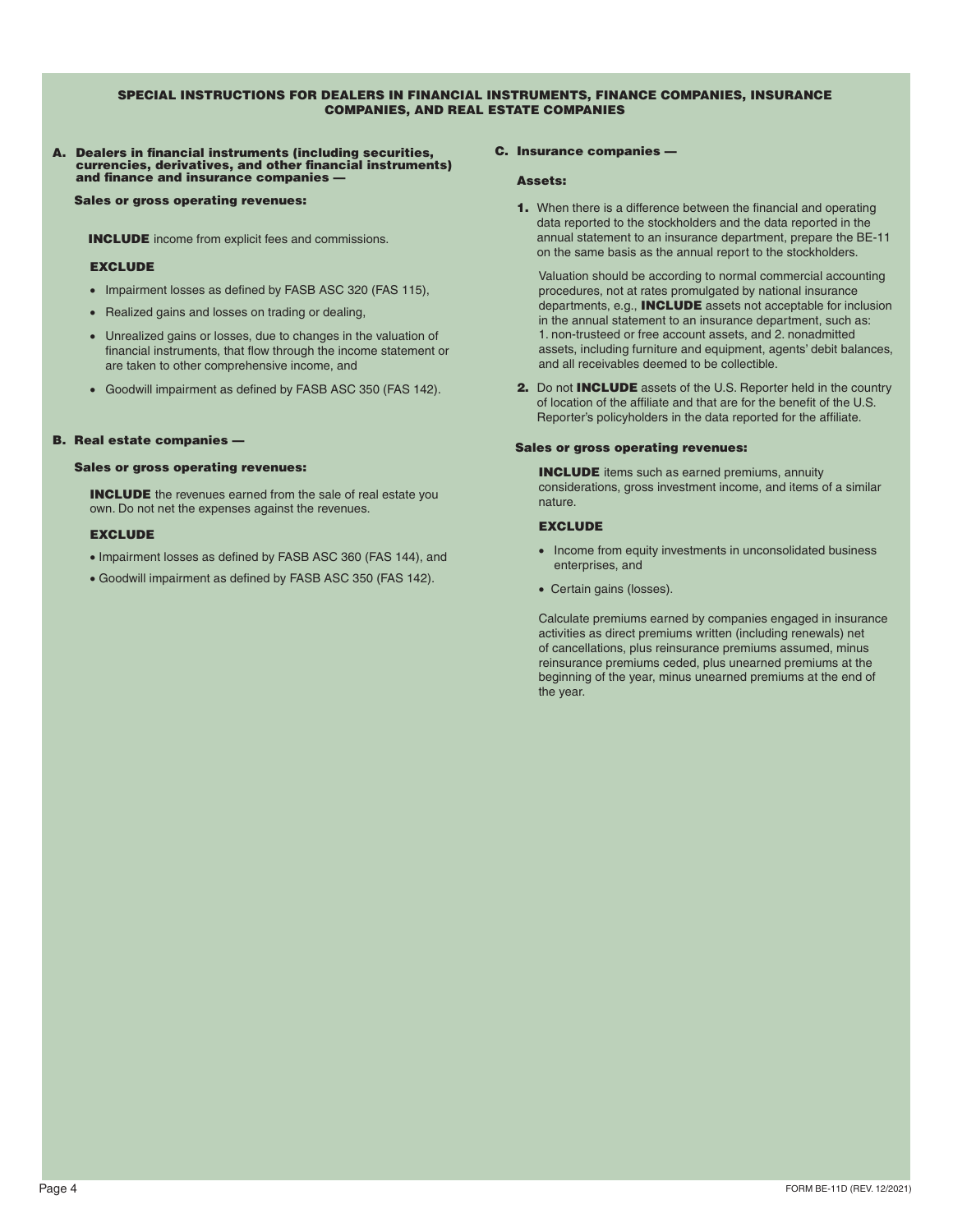# SPECIAL INSTRUCTIONS FOR DEALERS IN FINANCIAL INSTRUMENTS, FINANCE COMPANIES, INSURANCE COMPANIES, AND REAL ESTATE COMPANIES

## A. Dealers in financial instruments (including securities, currencies, derivatives, and other financial instruments) and finance and insurance companies —

### Sales or gross operating revenues:

**INCLUDE** income from explicit fees and commissions.

**EXCLUDE**

- Impairment losses as defined by FASB ASC 320 (FAS 115),
- Realized gains and losses on trading or dealing,
- Unrealized gains or losses, due to changes in the valuation of financial instruments, that flow through the income statement or are taken to other comprehensive income, and
- Goodwill impairment as defined by FASB ASC 350 (FAS 142).

## B. Real estate companies —

### Sales or gross operating revenues:

**INCLUDE** the revenues earned from the sale of real estate you own. Do not net the expenses against the revenues.

**EXCLUDE**

- Impairment losses as defined by FASB ASC 360 (FAS 144), and
- Goodwill impairment as defined by FASB ASC 350 (FAS 142).

## C. Insurance companies —

### Assets:

**1.** When there is a difference between the financial and operating data reported to the stockholders and the data reported in the annual statement to an insurance department, prepare the BE-11 on the same basis as the annual report to the stockholders.

Valuation should be according to normal commercial accounting procedures, not at rates promulgated by national insurance departments, e.g., **INCLUDE** assets not acceptable for inclusion in the annual statement to an insurance department, such as: 1. non-trusteed or free account assets, and 2. nonadmitted assets, including furniture and equipment, agents' debit balances, and all receivables deemed to be collectible.

**2.** Do not **INCLUDE** assets of the U.S. Reporter held in the country of location of the affiliate and that are for the benefit of the U.S. Reporter's policyholders in the data reported for the affiliate.

### Sales or gross operating revenues:

**INCLUDE** items such as earned premiums, annuity considerations, gross investment income, and items of a similar nature.

**EXCLUDE**

- Income from equity investments in unconsolidated business enterprises, and
- Certain gains (losses).

Calculate premiums earned by companies engaged in insurance activities as direct premiums written (including renewals) net of cancellations, plus reinsurance premiums assumed, minus reinsurance premiums ceded, plus unearned premiums at the beginning of the year, minus unearned premiums at the end of the year.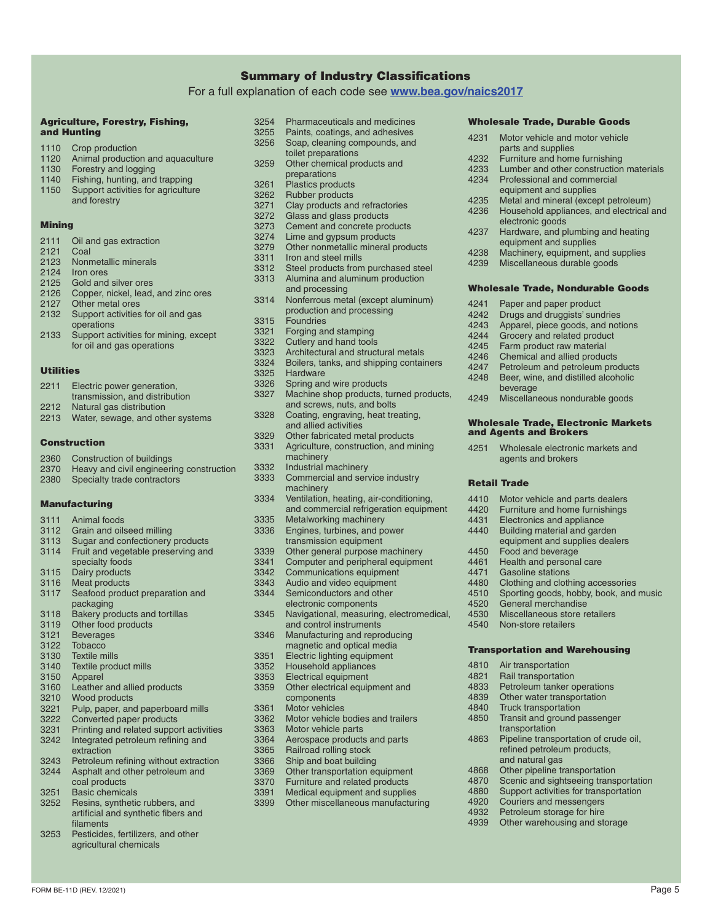# Summary of Industry Classifications

For a full explanation of each code see **www.bea.gov/naics2017**

### Agriculture, Forestry, Fishing, and Hunting

| Code | Industry |
|---|---|
| 1110 | Crop production |
| 1120 | Animal production and aquaculture |
| 1130 | Forestry and logging |
| 1140 | Fishing, hunting, and trapping |
| 1150 | Support activities for agriculture and forestry |

### Mining

| Code | Industry |
|---|---|
| 2111 | Oil and gas extraction |
| 2121 | Coal |
| 2123 | Nonmetallic minerals |
| 2124 | Iron ores |
| 2125 | Gold and silver ores |
| 2126 | Copper, nickel, lead, and zinc ores |
| 2127 | Other metal ores |
| 2132 | Support activities for oil and gas operations |
| 2133 | Support activities for mining, except for oil and gas operations |

### Utilities

| Code | Industry |
|---|---|
| 2211 | Electric power generation, transmission, and distribution |
| 2212 | Natural gas distribution |
| 2213 | Water, sewage, and other systems |

### Construction

| Code | Industry |
|---|---|
| 2360 | Construction of buildings |
| 2370 | Heavy and civil engineering construction |
| 2380 | Specialty trade contractors |

### Manufacturing

| Code | Industry |
|---|---|
| 3111 | Animal foods |
| 3112 | Grain and oilseed milling |
| 3113 | Sugar and confectionery products |
| 3114 | Fruit and vegetable preserving and specialty foods |
| 3115 | Dairy products |
| 3116 | Meat products |
| 3117 | Seafood product preparation and packaging |
| 3118 | Bakery products and tortillas |
| 3119 | Other food products |
| 3121 | Beverages |
| 3122 | Tobacco |
| 3130 | Textile mills |
| 3140 | Textile product mills |
| 3150 | Apparel |
| 3160 | Leather and allied products |
| 3210 | Wood products |
| 3221 | Pulp, paper, and paperboard mills |
| 3222 | Converted paper products |
| 3231 | Printing and related support activities |
| 3242 | Integrated petroleum refining and extraction |
| 3243 | Petroleum refining without extraction |
| 3244 | Asphalt and other petroleum and coal products |
| 3251 | Basic chemicals |
| 3252 | Resins, synthetic rubbers, and artificial and synthetic fibers and filaments |
| 3253 | Pesticides, fertilizers, and other agricultural chemicals |
| 3254 | Pharmaceuticals and medicines |
| 3255 | Paints, coatings, and adhesives |
| 3256 | Soap, cleaning compounds, and toilet preparations |
| 3259 | Other chemical products and preparations |
| 3261 | Plastics products |
| 3262 | Rubber products |
| 3271 | Clay products and refractories |
| 3272 | Glass and glass products |
| 3273 | Cement and concrete products |
| 3274 | Lime and gypsum products |
| 3279 | Other nonmetallic mineral products |
| 3311 | Iron and steel mills |
| 3312 | Steel products from purchased steel |
| 3313 | Alumina and aluminum production and processing |
| 3314 | Nonferrous metal (except aluminum) production and processing |
| 3315 | Foundries |
| 3321 | Forging and stamping |
| 3322 | Cutlery and hand tools |
| 3323 | Architectural and structural metals |
| 3324 | Boilers, tanks, and shipping containers |
| 3325 | Hardware |
| 3326 | Spring and wire products |
| 3327 | Machine shop products, turned products, and screws, nuts, and bolts |
| 3328 | Coating, engraving, heat treating, and allied activities |
| 3329 | Other fabricated metal products |
| 3331 | Agriculture, construction, and mining machinery |
| 3332 | Industrial machinery |
| 3333 | Commercial and service industry machinery |
| 3334 | Ventilation, heating, air-conditioning, and commercial refrigeration equipment |
| 3335 | Metalworking machinery |
| 3336 | Engines, turbines, and power transmission equipment |
| 3339 | Other general purpose machinery |
| 3341 | Computer and peripheral equipment |
| 3342 | Communications equipment |
| 3343 | Audio and video equipment |
| 3344 | Semiconductors and other electronic components |
| 3345 | Navigational, measuring, electromedical, and control instruments |
| 3346 | Manufacturing and reproducing magnetic and optical media |
| 3351 | Electric lighting equipment |
| 3352 | Household appliances |
| 3353 | Electrical equipment |
| 3359 | Other electrical equipment and components |
| 3361 | Motor vehicles |
| 3362 | Motor vehicle bodies and trailers |
| 3363 | Motor vehicle parts |
| 3364 | Aerospace products and parts |
| 3365 | Railroad rolling stock |
| 3366 | Ship and boat building |
| 3369 | Other transportation equipment |
| 3370 | Furniture and related products |
| 3391 | Medical equipment and supplies |
| 3399 | Other miscellaneous manufacturing |

### Wholesale Trade, Durable Goods

| Code | Industry |
|---|---|
| 4231 | Motor vehicle and motor vehicle parts and supplies |
| 4232 | Furniture and home furnishing |
| 4233 | Lumber and other construction materials |
| 4234 | Professional and commercial equipment and supplies |
| 4235 | Metal and mineral (except petroleum) |
| 4236 | Household appliances, and electrical and electronic goods |
| 4237 | Hardware, and plumbing and heating equipment and supplies |
| 4238 | Machinery, equipment, and supplies |
| 4239 | Miscellaneous durable goods |

### Wholesale Trade, Nondurable Goods

| Code | Industry |
|---|---|
| 4241 | Paper and paper product |
| 4242 | Drugs and druggists' sundries |
| 4243 | Apparel, piece goods, and notions |
| 4244 | Grocery and related product |
| 4245 | Farm product raw material |
| 4246 | Chemical and allied products |
| 4247 | Petroleum and petroleum products |
| 4248 | Beer, wine, and distilled alcoholic beverage |
| 4249 | Miscellaneous nondurable goods |

### Wholesale Trade, Electronic Markets and Agents and Brokers

| Code | Industry |
|---|---|
| 4251 | Wholesale electronic markets and agents and brokers |

### Retail Trade

| Code | Industry |
|---|---|
| 4410 | Motor vehicle and parts dealers |
| 4420 | Furniture and home furnishings |
| 4431 | Electronics and appliance |
| 4440 | Building material and garden equipment and supplies dealers |
| 4450 | Food and beverage |
| 4461 | Health and personal care |
| 4471 | Gasoline stations |
| 4480 | Clothing and clothing accessories |
| 4510 | Sporting goods, hobby, book, and music |
| 4520 | General merchandise |
| 4530 | Miscellaneous store retailers |
| 4540 | Non-store retailers |

### Transportation and Warehousing

| Code | Industry |
|---|---|
| 4810 | Air transportation |
| 4821 | Rail transportation |
| 4833 | Petroleum tanker operations |
| 4839 | Other water transportation |
| 4840 | Truck transportation |
| 4850 | Transit and ground passenger transportation |
| 4863 | Pipeline transportation of crude oil, refined petroleum products, and natural gas |
| 4868 | Other pipeline transportation |
| 4870 | Scenic and sightseeing transportation |
| 4880 | Support activities for transportation |
| 4920 | Couriers and messengers |
| 4932 | Petroleum storage for hire |
| 4939 | Other warehousing and storage |

FORM BE-11D (REV. 12/2021)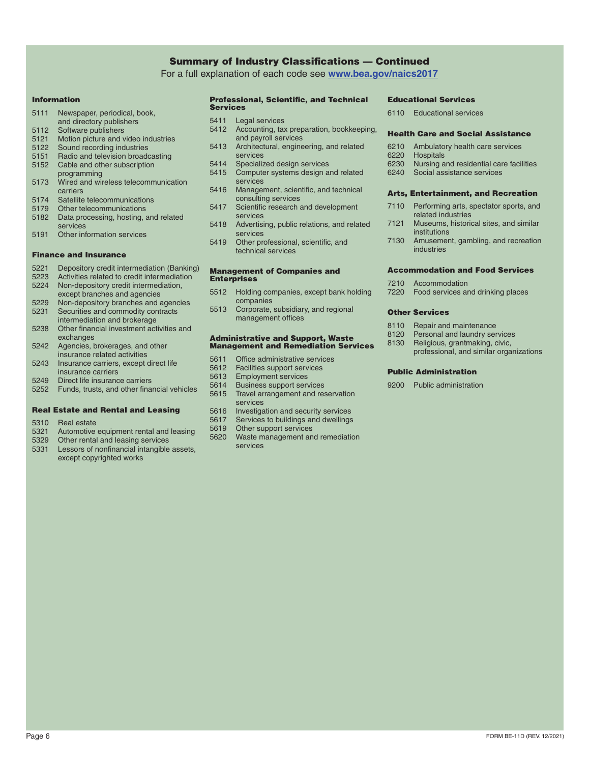## Summary of Industry Classifications — Continued

For a full explanation of each code see www.bea.gov/naics2017

### Information

- 5111 Newspaper, periodical, book, and directory publishers
- 5112 Software publishers
- 5121 Motion picture and video industries
- 5122 Sound recording industries
- 5151 Radio and television broadcasting
- 5152 Cable and other subscription programming
- 5173 Wired and wireless telecommunication carriers
- 5174 Satellite telecommunications
- 5179 Other telecommunications
- 5182 Data processing, hosting, and related services
- 5191 Other information services

### Finance and Insurance

- 5221 Depository credit intermediation (Banking)
- 5223 Activities related to credit intermediation
- 5224 Non-depository credit intermediation, except branches and agencies
- 5229 Non-depository branches and agencies
- 5231 Securities and commodity contracts intermediation and brokerage
- 5238 Other financial investment activities and exchanges
- 5242 Agencies, brokerages, and other insurance related activities
- 5243 Insurance carriers, except direct life insurance carriers
- 5249 Direct life insurance carriers
- 5252 Funds, trusts, and other financial vehicles

### Real Estate and Rental and Leasing

- 5310 Real estate
- 5321 Automotive equipment rental and leasing
- 5329 Other rental and leasing services
- 5331 Lessors of nonfinancial intangible assets, except copyrighted works

### Professional, Scientific, and Technical Services

- 5411 Legal services
- 5412 Accounting, tax preparation, bookkeeping, and payroll services
- 5413 Architectural, engineering, and related services
- 5414 Specialized design services
- 5415 Computer systems design and related services
- 5416 Management, scientific, and technical consulting services
- 5417 Scientific research and development services
- 5418 Advertising, public relations, and related services
- 5419 Other professional, scientific, and technical services

### Management of Companies and Enterprises

- 5512 Holding companies, except bank holding companies
- 5513 Corporate, subsidiary, and regional management offices

### Administrative and Support, Waste Management and Remediation Services

- 5611 Office administrative services
- 5612 Facilities support services
- 5613 Employment services
- 5614 Business support services
- 5615 Travel arrangement and reservation services
- 5616 Investigation and security services
- 5617 Services to buildings and dwellings
- 5619 Other support services
- 5620 Waste management and remediation services

### Educational Services

- 6110 Educational services

### Health Care and Social Assistance

- 6210 Ambulatory health care services
- 6220 Hospitals
- 6230 Nursing and residential care facilities
- 6240 Social assistance services

### Arts, Entertainment, and Recreation

- 7110 Performing arts, spectator sports, and related industries
- 7121 Museums, historical sites, and similar institutions
- 7130 Amusement, gambling, and recreation industries

### Accommodation and Food Services

- 7210 Accommodation
- 7220 Food services and drinking places

### Other Services

- 8110 Repair and maintenance
- 8120 Personal and laundry services
- 8130 Religious, grantmaking, civic, professional, and similar organizations

### Public Administration

- 9200 Public administration